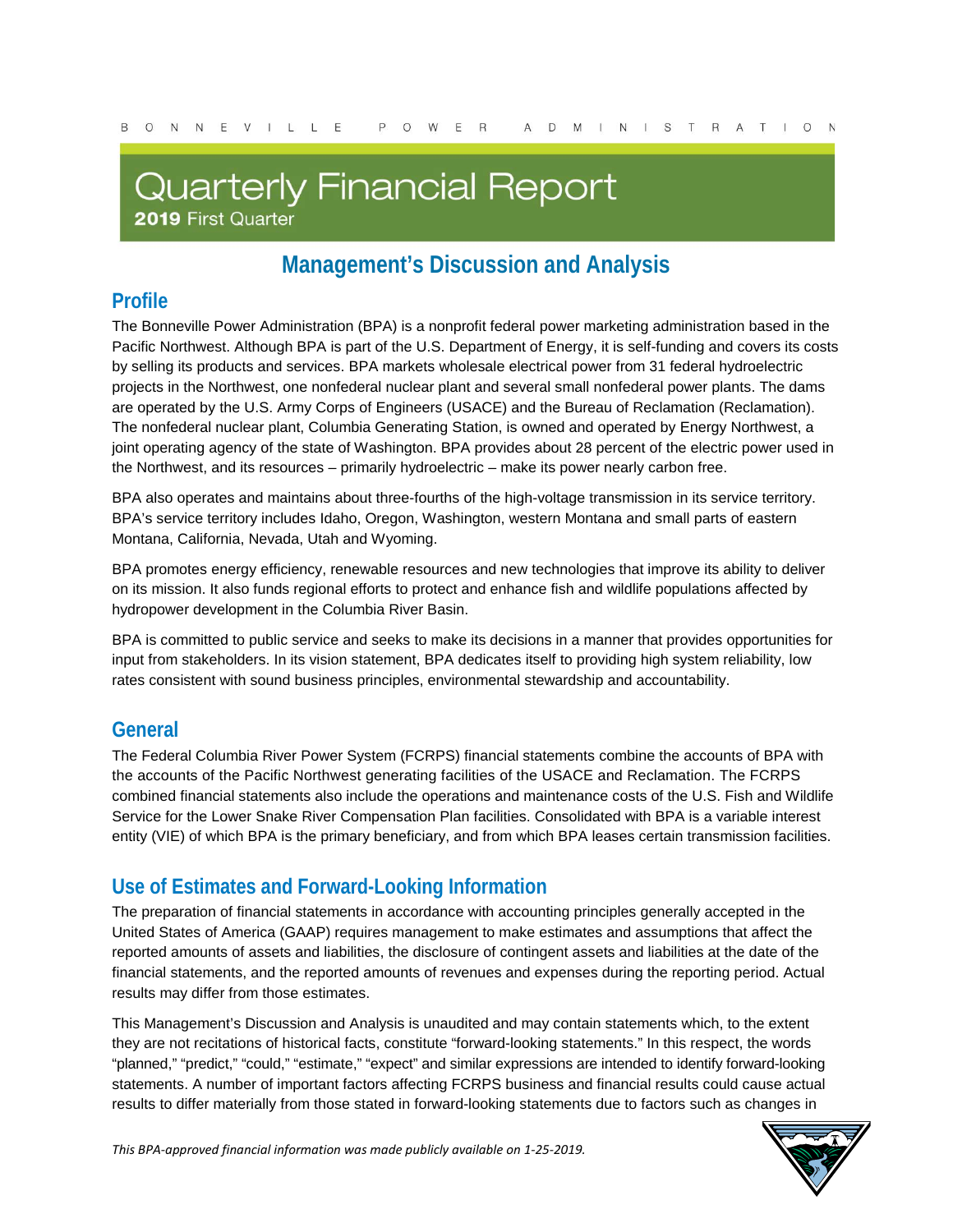BONNEVILLE POWER ADMINISTRATION

# Quarterly Financial Report

**2019** First Quarter

## Management's Discussion and Analysis

### Profile

The Bonneville Power Administration (BPA) is a nonprofit federal power marketing administration based in the Pacific Northwest. Although BPA is part of the U.S. Department of Energy, it is self-funding and covers its costs by selling its products and services. BPA markets wholesale electrical power from 31 federal hydroelectric projects in the Northwest, one nonfederal nuclear plant and several small nonfederal power plants. The dams are operated by the U.S. Army Corps of Engineers (USACE) and the Bureau of Reclamation (Reclamation). The nonfederal nuclear plant, Columbia Generating Station, is owned and operated by Energy Northwest, a joint operating agency of the state of Washington. BPA provides about 28 percent of the electric power used in the Northwest, and its resources – primarily hydroelectric – make its power nearly carbon free.

BPA also operates and maintains about three-fourths of the high-voltage transmission in its service territory. BPA's service territory includes Idaho, Oregon, Washington, western Montana and small parts of eastern Montana, California, Nevada, Utah and Wyoming.

BPA promotes energy efficiency, renewable resources and new technologies that improve its ability to deliver on its mission. It also funds regional efforts to protect and enhance fish and wildlife populations affected by hydropower development in the Columbia River Basin.

BPA is committed to public service and seeks to make its decisions in a manner that provides opportunities for input from stakeholders. In its vision statement, BPA dedicates itself to providing high system reliability, low rates consistent with sound business principles, environmental stewardship and accountability.

### General

The Federal Columbia River Power System (FCRPS) financial statements combine the accounts of BPA with the accounts of the Pacific Northwest generating facilities of the USACE and Reclamation. The FCRPS combined financial statements also include the operations and maintenance costs of the U.S. Fish and Wildlife Service for the Lower Snake River Compensation Plan facilities. Consolidated with BPA is a variable interest entity (VIE) of which BPA is the primary beneficiary, and from which BPA leases certain transmission facilities.

### Use of Estimates and Forward-Looking Information

The preparation of financial statements in accordance with accounting principles generally accepted in the United States of America (GAAP) requires management to make estimates and assumptions that affect the reported amounts of assets and liabilities, the disclosure of contingent assets and liabilities at the date of the financial statements, and the reported amounts of revenues and expenses during the reporting period. Actual results may differ from those estimates.

This Management's Discussion and Analysis is unaudited and may contain statements which, to the extent they are not recitations of historical facts, constitute "forward-looking statements." In this respect, the words "planned," "predict," "could," "estimate," "expect" and similar expressions are intended to identify forward-looking statements. A number of important factors affecting FCRPS business and financial results could cause actual results to differ materially from those stated in forward-looking statements due to factors such as changes in

*This BPA-approved financial information was made publicly available on 1-25-2019.*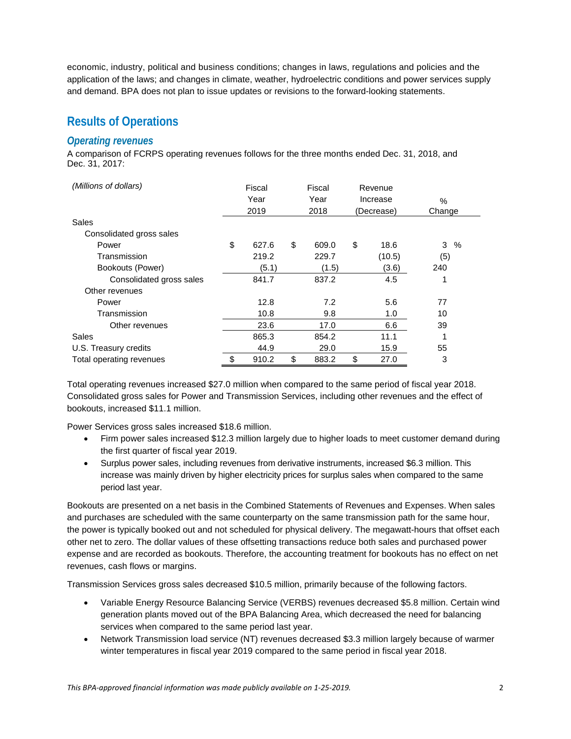economic, industry, political and business conditions; changes in laws, regulations and policies and the application of the laws; and changes in climate, weather, hydroelectric conditions and power services supply and demand. BPA does not plan to issue updates or revisions to the forward-looking statements.

## Results of Operations

### *Operating revenues*

A comparison of FCRPS operating revenues follows for the three months ended Dec. 31, 2018, and Dec. 31, 2017:

| *(Millions of dollars)* | Fiscal Year 2019 | Fiscal Year 2018 | Revenue Increase (Decrease) | % Change |
|---|---|---|---|---|
| Sales | | | | |
| Consolidated gross sales | | | | |
| Power | $ 627.6 | $ 609.0 | $ 18.6 | 3 % |
| Transmission | 219.2 | 229.7 | (10.5) | (5) |
| Bookouts (Power) | (5.1) | (1.5) | (3.6) | 240 |
| Consolidated gross sales | 841.7 | 837.2 | 4.5 | 1 |
| Other revenues | | | | |
| Power | 12.8 | 7.2 | 5.6 | 77 |
| Transmission | 10.8 | 9.8 | 1.0 | 10 |
| Other revenues | 23.6 | 17.0 | 6.6 | 39 |
| Sales | 865.3 | 854.2 | 11.1 | 1 |
| U.S. Treasury credits | 44.9 | 29.0 | 15.9 | 55 |
| Total operating revenues | $ 910.2 | $ 883.2 | $ 27.0 | 3 |

Total operating revenues increased $27.0 million when compared to the same period of fiscal year 2018. Consolidated gross sales for Power and Transmission Services, including other revenues and the effect of bookouts, increased $11.1 million.

Power Services gross sales increased $18.6 million.

- Firm power sales increased $12.3 million largely due to higher loads to meet customer demand during the first quarter of fiscal year 2019.
- Surplus power sales, including revenues from derivative instruments, increased $6.3 million. This increase was mainly driven by higher electricity prices for surplus sales when compared to the same period last year.

Bookouts are presented on a net basis in the Combined Statements of Revenues and Expenses. When sales and purchases are scheduled with the same counterparty on the same transmission path for the same hour, the power is typically booked out and not scheduled for physical delivery. The megawatt-hours that offset each other net to zero. The dollar values of these offsetting transactions reduce both sales and purchased power expense and are recorded as bookouts. Therefore, the accounting treatment for bookouts has no effect on net revenues, cash flows or margins.

Transmission Services gross sales decreased $10.5 million, primarily because of the following factors.

- Variable Energy Resource Balancing Service (VERBS) revenues decreased $5.8 million. Certain wind generation plants moved out of the BPA Balancing Area, which decreased the need for balancing services when compared to the same period last year.
- Network Transmission load service (NT) revenues decreased $3.3 million largely because of warmer winter temperatures in fiscal year 2019 compared to the same period in fiscal year 2018.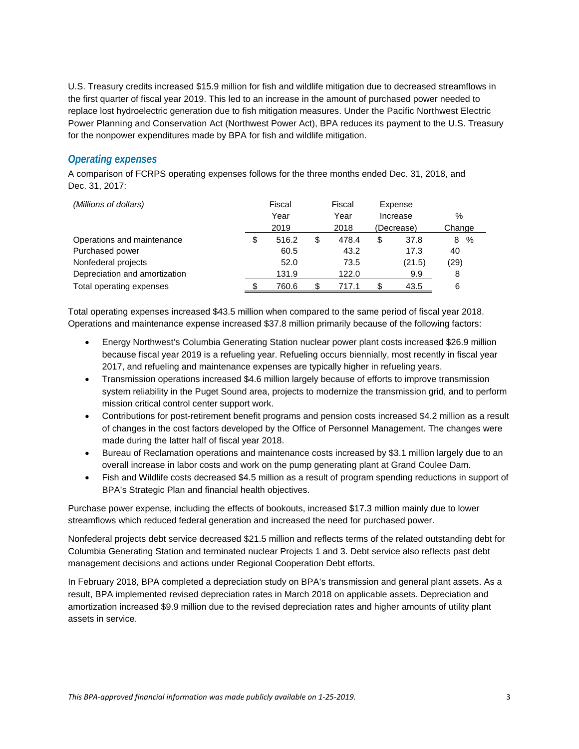U.S. Treasury credits increased $15.9 million for fish and wildlife mitigation due to decreased streamflows in the first quarter of fiscal year 2019. This led to an increase in the amount of purchased power needed to replace lost hydroelectric generation due to fish mitigation measures. Under the Pacific Northwest Electric Power Planning and Conservation Act (Northwest Power Act), BPA reduces its payment to the U.S. Treasury for the nonpower expenditures made by BPA for fish and wildlife mitigation.

## *Operating expenses*

A comparison of FCRPS operating expenses follows for the three months ended Dec. 31, 2018, and Dec. 31, 2017:

| *(Millions of dollars)* | Fiscal Year 2019 | Fiscal Year 2018 | Expense Increase (Decrease) | % Change |
|---|---|---|---|---|
| Operations and maintenance | $ 516.2 | $ 478.4 | $ 37.8 | 8 % |
| Purchased power | 60.5 | 43.2 | 17.3 | 40 |
| Nonfederal projects | 52.0 | 73.5 | (21.5) | (29) |
| Depreciation and amortization | 131.9 | 122.0 | 9.9 | 8 |
| Total operating expenses | $ 760.6 | $ 717.1 | $ 43.5 | 6 |

Total operating expenses increased $43.5 million when compared to the same period of fiscal year 2018. Operations and maintenance expense increased $37.8 million primarily because of the following factors:

- Energy Northwest's Columbia Generating Station nuclear power plant costs increased $26.9 million because fiscal year 2019 is a refueling year. Refueling occurs biennially, most recently in fiscal year 2017, and refueling and maintenance expenses are typically higher in refueling years.
- Transmission operations increased $4.6 million largely because of efforts to improve transmission system reliability in the Puget Sound area, projects to modernize the transmission grid, and to perform mission critical control center support work.
- Contributions for post-retirement benefit programs and pension costs increased $4.2 million as a result of changes in the cost factors developed by the Office of Personnel Management. The changes were made during the latter half of fiscal year 2018.
- Bureau of Reclamation operations and maintenance costs increased by $3.1 million largely due to an overall increase in labor costs and work on the pump generating plant at Grand Coulee Dam.
- Fish and Wildlife costs decreased $4.5 million as a result of program spending reductions in support of BPA's Strategic Plan and financial health objectives.

Purchase power expense, including the effects of bookouts, increased $17.3 million mainly due to lower streamflows which reduced federal generation and increased the need for purchased power.

Nonfederal projects debt service decreased $21.5 million and reflects terms of the related outstanding debt for Columbia Generating Station and terminated nuclear Projects 1 and 3. Debt service also reflects past debt management decisions and actions under Regional Cooperation Debt efforts.

In February 2018, BPA completed a depreciation study on BPA's transmission and general plant assets. As a result, BPA implemented revised depreciation rates in March 2018 on applicable assets. Depreciation and amortization increased $9.9 million due to the revised depreciation rates and higher amounts of utility plant assets in service.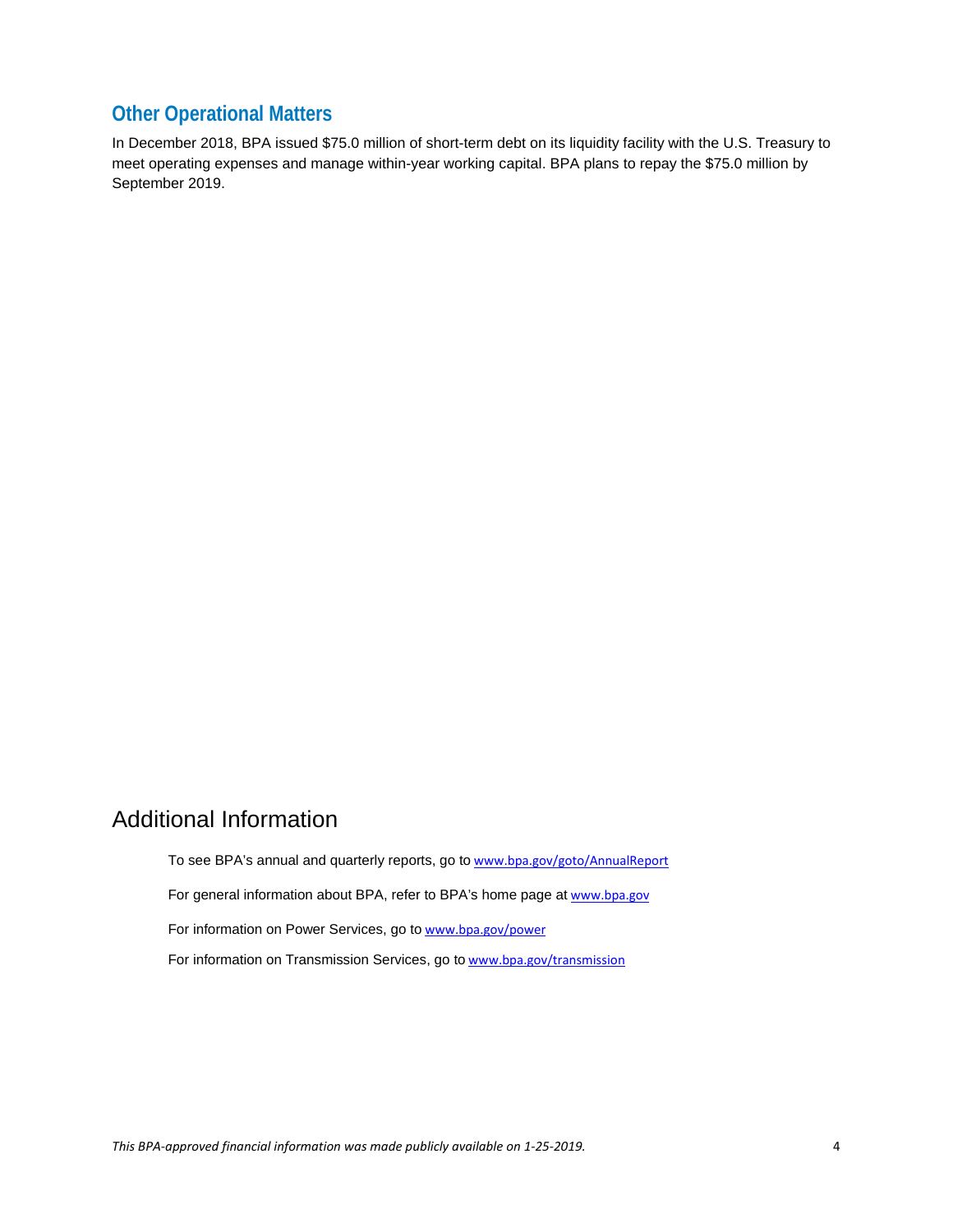## Other Operational Matters

In December 2018, BPA issued $75.0 million of short-term debt on its liquidity facility with the U.S. Treasury to meet operating expenses and manage within-year working capital. BPA plans to repay the $75.0 million by September 2019.

# Additional Information

To see BPA's annual and quarterly reports, go to www.bpa.gov/goto/AnnualReport

For general information about BPA, refer to BPA's home page at www.bpa.gov

For information on Power Services, go to www.bpa.gov/power

For information on Transmission Services, go to www.bpa.gov/transmission

*This BPA-approved financial information was made publicly available on 1-25-2019.*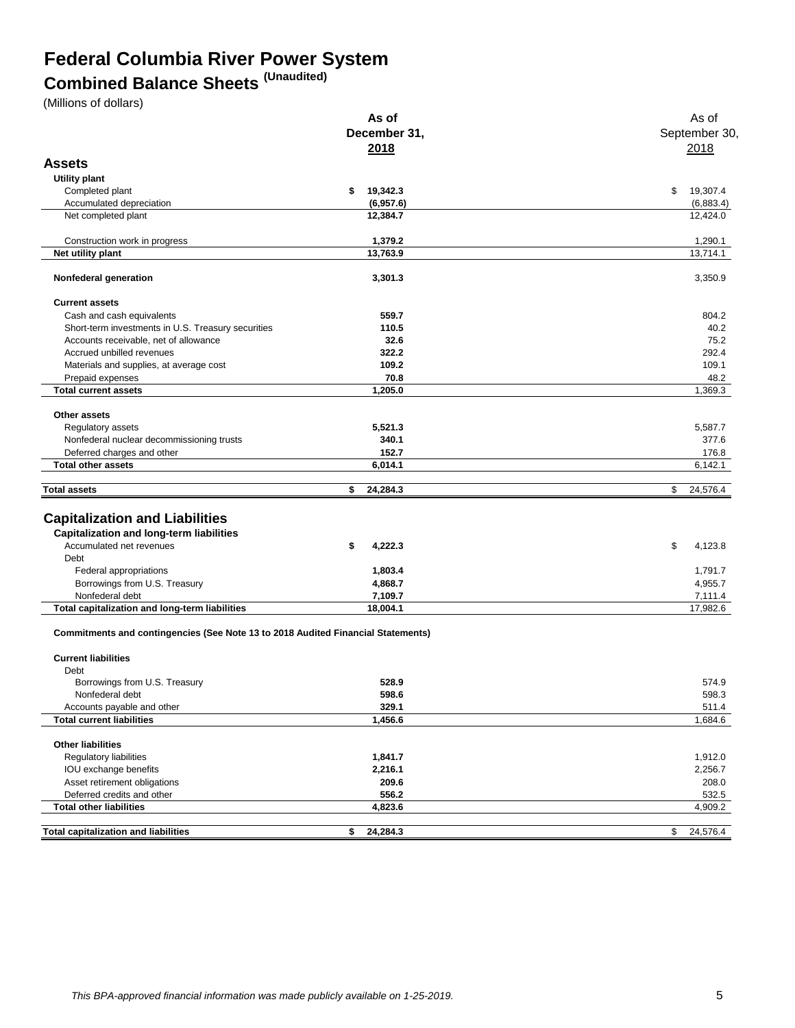# Federal Columbia River Power System

## Combined Balance Sheets (Unaudited)

(Millions of dollars)

| | As of December 31, 2018 | As of September 30, 2018 |
|---|---|---|
| **Assets** | | |
| **Utility plant** | | |
| Completed plant | $ 19,342.3 | $ 19,307.4 |
| Accumulated depreciation | (6,957.6) | (6,883.4) |
| Net completed plant | 12,384.7 | 12,424.0 |
| Construction work in progress | 1,379.2 | 1,290.1 |
| **Net utility plant** | 13,763.9 | 13,714.1 |
| **Nonfederal generation** | 3,301.3 | 3,350.9 |
| **Current assets** | | |
| Cash and cash equivalents | 559.7 | 804.2 |
| Short-term investments in U.S. Treasury securities | 110.5 | 40.2 |
| Accounts receivable, net of allowance | 32.6 | 75.2 |
| Accrued unbilled revenues | 322.2 | 292.4 |
| Materials and supplies, at average cost | 109.2 | 109.1 |
| Prepaid expenses | 70.8 | 48.2 |
| **Total current assets** | 1,205.0 | 1,369.3 |
| **Other assets** | | |
| Regulatory assets | 5,521.3 | 5,587.7 |
| Nonfederal nuclear decommissioning trusts | 340.1 | 377.6 |
| Deferred charges and other | 152.7 | 176.8 |
| **Total other assets** | 6,014.1 | 6,142.1 |
| **Total assets** | $ 24,284.3 | $ 24,576.4 |
| **Capitalization and Liabilities** | | |
| **Capitalization and long-term liabilities** | | |
| Accumulated net revenues | $ 4,222.3 | $ 4,123.8 |
| Debt | | |
| Federal appropriations | 1,803.4 | 1,791.7 |
| Borrowings from U.S. Treasury | 4,868.7 | 4,955.7 |
| Nonfederal debt | 7,109.7 | 7,111.4 |
| **Total capitalization and long-term liabilities** | 18,004.1 | 17,982.6 |
| **Commitments and contingencies (See Note 13 to 2018 Audited Financial Statements)** | | |
| **Current liabilities** | | |
| Debt | | |
| Borrowings from U.S. Treasury | 528.9 | 574.9 |
| Nonfederal debt | 598.6 | 598.3 |
| Accounts payable and other | 329.1 | 511.4 |
| **Total current liabilities** | 1,456.6 | 1,684.6 |
| **Other liabilities** | | |
| Regulatory liabilities | 1,841.7 | 1,912.0 |
| IOU exchange benefits | 2,216.1 | 2,256.7 |
| Asset retirement obligations | 209.6 | 208.0 |
| Deferred credits and other | 556.2 | 532.5 |
| **Total other liabilities** | 4,823.6 | 4,909.2 |
| **Total capitalization and liabilities** | $ 24,284.3 | $ 24,576.4 |

*This BPA-approved financial information was made publicly available on 1-25-2019.*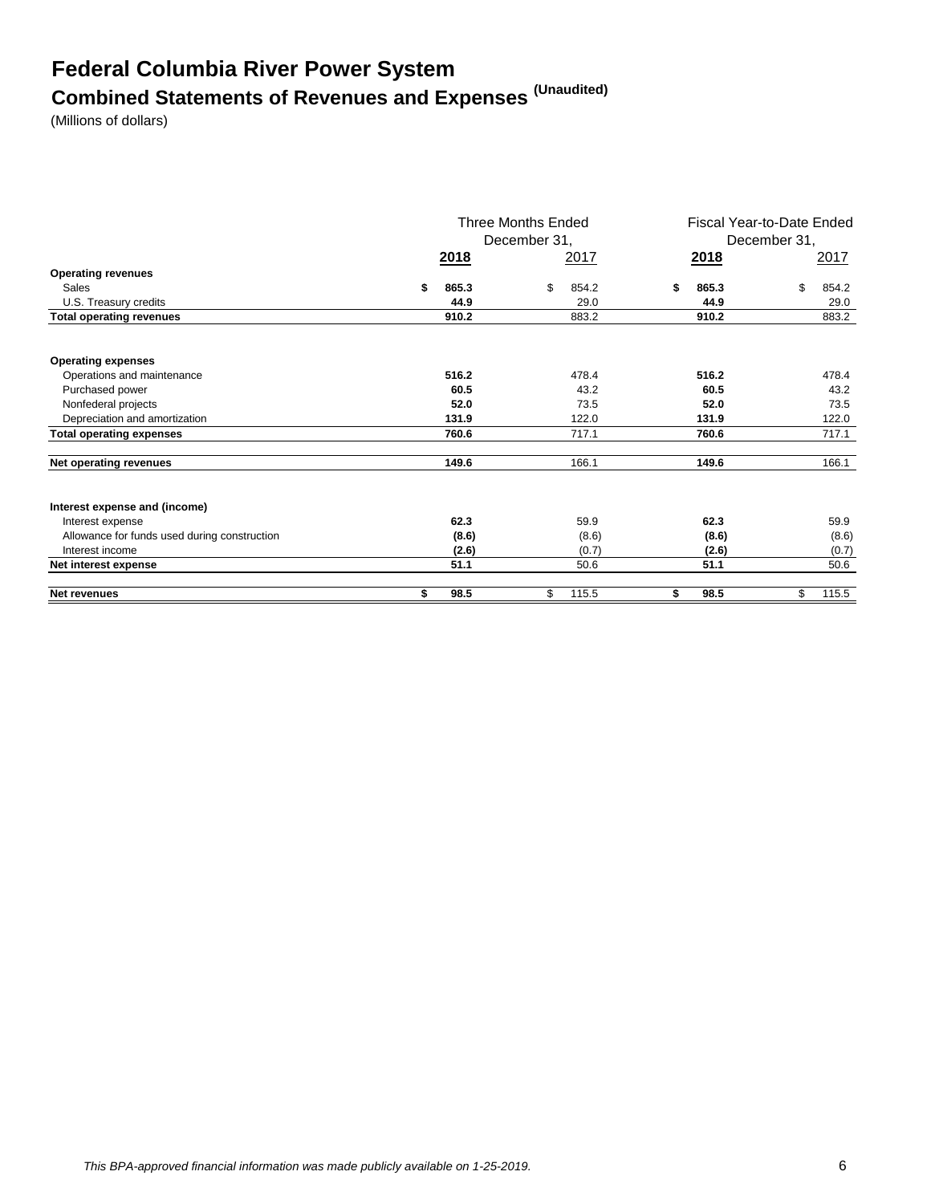# Federal Columbia River Power System

## Combined Statements of Revenues and Expenses (Unaudited)

(Millions of dollars)

| | Three Months Ended December 31, | | Fiscal Year-to-Date Ended December 31, | |
|---|---|---|---|---|
| | **2018** | 2017 | **2018** | 2017 |
| **Operating revenues** | | | | |
| Sales | **$ 865.3** | $ 854.2 | **$ 865.3** | $ 854.2 |
| U.S. Treasury credits | **44.9** | 29.0 | **44.9** | 29.0 |
| **Total operating revenues** | **910.2** | 883.2 | **910.2** | 883.2 |
| **Operating expenses** | | | | |
| Operations and maintenance | **516.2** | 478.4 | **516.2** | 478.4 |
| Purchased power | **60.5** | 43.2 | **60.5** | 43.2 |
| Nonfederal projects | **52.0** | 73.5 | **52.0** | 73.5 |
| Depreciation and amortization | **131.9** | 122.0 | **131.9** | 122.0 |
| **Total operating expenses** | **760.6** | 717.1 | **760.6** | 717.1 |
| **Net operating revenues** | **149.6** | 166.1 | **149.6** | 166.1 |
| **Interest expense and (income)** | | | | |
| Interest expense | **62.3** | 59.9 | **62.3** | 59.9 |
| Allowance for funds used during construction | **(8.6)** | (8.6) | **(8.6)** | (8.6) |
| Interest income | **(2.6)** | (0.7) | **(2.6)** | (0.7) |
| **Net interest expense** | **51.1** | 50.6 | **51.1** | 50.6 |
| **Net revenues** | **$ 98.5** | $ 115.5 | **$ 98.5** | $ 115.5 |

*This BPA-approved financial information was made publicly available on 1-25-2019.*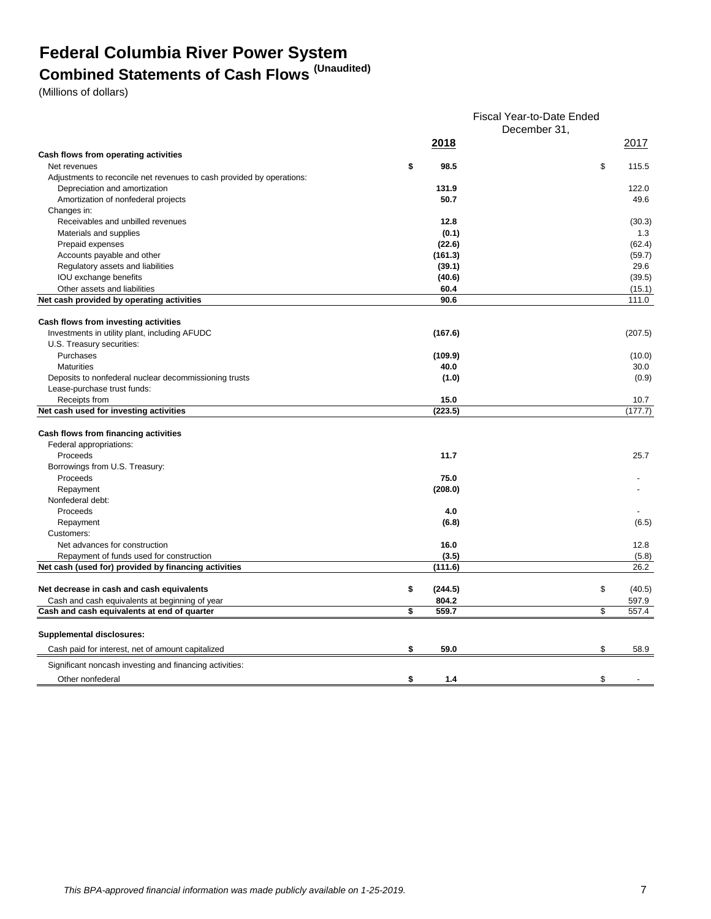# Federal Columbia River Power System

## Combined Statements of Cash Flows (Unaudited)

(Millions of dollars)

| | Fiscal Year-to-Date Ended December 31, | |
|---|---|---|
| | **2018** | 2017 |
| **Cash flows from operating activities** | | |
| Net revenues | **$ 98.5** | $ 115.5 |
| Adjustments to reconcile net revenues to cash provided by operations: | | |
| Depreciation and amortization | **131.9** | 122.0 |
| Amortization of nonfederal projects | **50.7** | 49.6 |
| Changes in: | | |
| Receivables and unbilled revenues | **12.8** | (30.3) |
| Materials and supplies | **(0.1)** | 1.3 |
| Prepaid expenses | **(22.6)** | (62.4) |
| Accounts payable and other | **(161.3)** | (59.7) |
| Regulatory assets and liabilities | **(39.1)** | 29.6 |
| IOU exchange benefits | **(40.6)** | (39.5) |
| Other assets and liabilities | **60.4** | (15.1) |
| **Net cash provided by operating activities** | **90.6** | 111.0 |
| **Cash flows from investing activities** | | |
| Investments in utility plant, including AFUDC | **(167.6)** | (207.5) |
| U.S. Treasury securities: | | |
| Purchases | **(109.9)** | (10.0) |
| Maturities | **40.0** | 30.0 |
| Deposits to nonfederal nuclear decommissioning trusts | **(1.0)** | (0.9) |
| Lease-purchase trust funds: | | |
| Receipts from | **15.0** | 10.7 |
| **Net cash used for investing activities** | **(223.5)** | (177.7) |
| **Cash flows from financing activities** | | |
| Federal appropriations: | | |
| Proceeds | **11.7** | 25.7 |
| Borrowings from U.S. Treasury: | | |
| Proceeds | **75.0** | - |
| Repayment | **(208.0)** | - |
| Nonfederal debt: | | |
| Proceeds | **4.0** | - |
| Repayment | **(6.8)** | (6.5) |
| Customers: | | |
| Net advances for construction | **16.0** | 12.8 |
| Repayment of funds used for construction | **(3.5)** | (5.8) |
| **Net cash (used for) provided by financing activities** | **(111.6)** | 26.2 |
| **Net decrease in cash and cash equivalents** | **$ (244.5)** | $ (40.5) |
| Cash and cash equivalents at beginning of year | **804.2** | 597.9 |
| **Cash and cash equivalents at end of quarter** | **$ 559.7** | $ 557.4 |
| **Supplemental disclosures:** | | |
| Cash paid for interest, net of amount capitalized | **$ 59.0** | $ 58.9 |
| Significant noncash investing and financing activities: | | |
| Other nonfederal | **$ 1.4** | $ - |

*This BPA-approved financial information was made publicly available on 1-25-2019.*